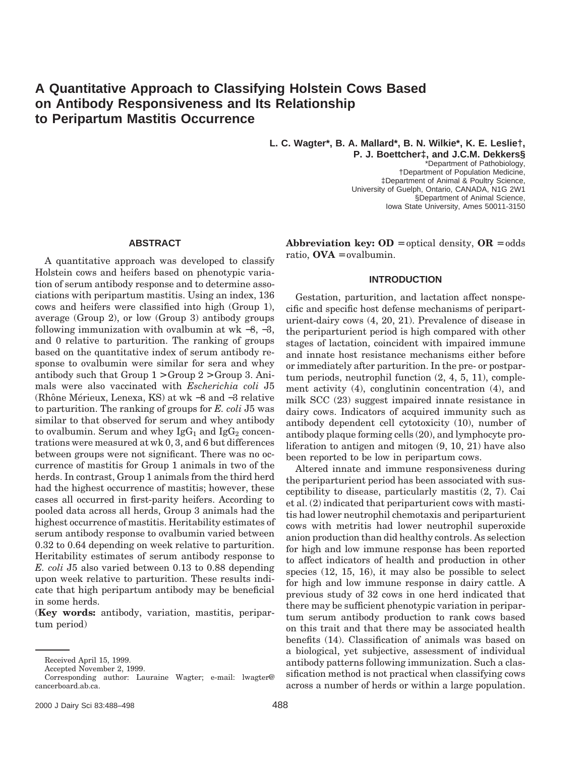# A Quantitative Approach to Classifying Holstein Cows Based on Antibody Responsiveness and Its Relationship to Peripartum Mastitis Occurrence

**L. C. Wagter*, B. A. Mallard*, B. N. Wilkie*, K. E. Leslie†, P. J. Boettcher‡, and J.C.M. Dekkers§**

*Department of Pathobiology,
†Department of Population Medicine,
‡Department of Animal & Poultry Science,
University of Guelph, Ontario, CANADA, N1G 2W1
§Department of Animal Science,
Iowa State University, Ames 50011-3150

## ABSTRACT

A quantitative approach was developed to classify Holstein cows and heifers based on phenotypic variation of serum antibody response and to determine associations with peripartum mastitis. Using an index, 136 cows and heifers were classified into high (Group 1), average (Group 2), or low (Group 3) antibody groups following immunization with ovalbumin at wk −8, −3, and 0 relative to parturition. The ranking of groups based on the quantitative index of serum antibody response to ovalbumin were similar for sera and whey antibody such that Group 1 > Group 2 > Group 3. Animals were also vaccinated with *Escherichia coli* J5 (Rhône Mérieux, Lenexa, KS) at wk −8 and −3 relative to parturition. The ranking of groups for *E. coli* J5 was similar to that observed for serum and whey antibody to ovalbumin. Serum and whey $IgG_1$ and $IgG_2$ concentrations were measured at wk 0, 3, and 6 but differences between groups were not significant. There was no occurrence of mastitis for Group 1 animals in two of the herds. In contrast, Group 1 animals from the third herd had the highest occurrence of mastitis; however, these cases all occurred in first-parity heifers. According to pooled data across all herds, Group 3 animals had the highest occurrence of mastitis. Heritability estimates of serum antibody response to ovalbumin varied between 0.32 to 0.64 depending on week relative to parturition. Heritability estimates of serum antibody response to *E. coli* J5 also varied between 0.13 to 0.88 depending upon week relative to parturition. These results indicate that high peripartum antibody may be beneficial in some herds.

(**Key words:** antibody, variation, mastitis, peripartum period)

**Abbreviation key: OD** = optical density, **OR** = odds ratio, **OVA** = ovalbumin.

## INTRODUCTION

Gestation, parturition, and lactation affect nonspecific and specific host defense mechanisms of periparturient-dairy cows (4, 20, 21). Prevalence of disease in the periparturient period is high compared with other stages of lactation, coincident with impaired immune and innate host resistance mechanisms either before or immediately after parturition. In the pre- or postpartum periods, neutrophil function (2, 4, 5, 11), complement activity (4), conglutinin concentration (4), and milk SCC (23) suggest impaired innate resistance in dairy cows. Indicators of acquired immunity such as antibody dependent cell cytotoxicity (10), number of antibody plaque forming cells (20), and lymphocyte proliferation to antigen and mitogen (9, 10, 21) have also been reported to be low in peripartum cows.

Altered innate and immune responsiveness during the periparturient period has been associated with susceptibility to disease, particularly mastitis (2, 7). Cai et al. (2) indicated that periparturient cows with mastitis had lower neutrophil chemotaxis and periparturient cows with metritis had lower neutrophil superoxide anion production than did healthy controls. As selection for high and low immune response has been reported to affect indicators of health and production in other species (12, 15, 16), it may also be possible to select for high and low immune response in dairy cattle. A previous study of 32 cows in one herd indicated that there may be sufficient phenotypic variation in peripartum serum antibody production to rank cows based on this trait and that there may be associated health benefits (14). Classification of animals was based on a biological, yet subjective, assessment of individual antibody patterns following immunization. Such a classification method is not practical when classifying cows across a number of herds or within a large population.

Received April 15, 1999.
Accepted November 2, 1999.
Corresponding author: Lauraine Wagter; e-mail: lwagter@cancerboard.ab.ca.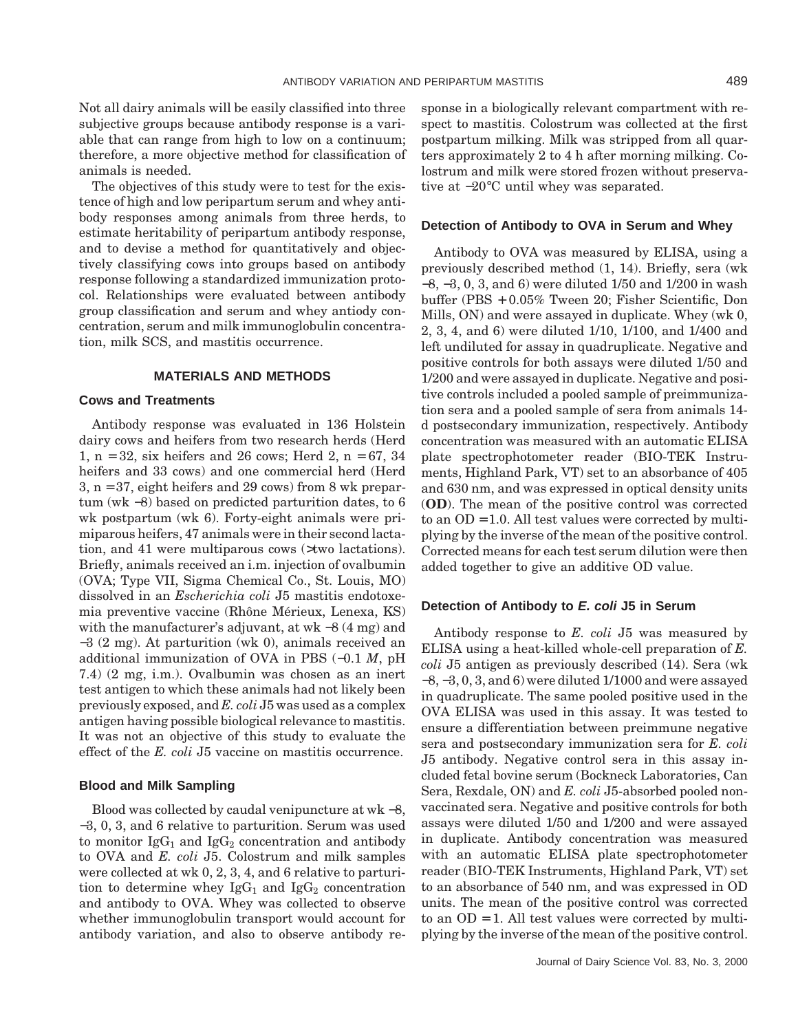Not all dairy animals will be easily classified into three subjective groups because antibody response is a variable that can range from high to low on a continuum; therefore, a more objective method for classification of animals is needed.

The objectives of this study were to test for the existence of high and low peripartum serum and whey antibody responses among animals from three herds, to estimate heritability of peripartum antibody response, and to devise a method for quantitatively and objectively classifying cows into groups based on antibody response following a standardized immunization protocol. Relationships were evaluated between antibody group classification and serum and whey antiody concentration, serum and milk immunoglobulin concentration, milk SCS, and mastitis occurrence.

## MATERIALS AND METHODS

### Cows and Treatments

Antibody response was evaluated in 136 Holstein dairy cows and heifers from two research herds (Herd 1, n = 32, six heifers and 26 cows; Herd 2, n = 67, 34 heifers and 33 cows) and one commercial herd (Herd 3, n = 37, eight heifers and 29 cows) from 8 wk prepartum (wk −8) based on predicted parturition dates, to 6 wk postpartum (wk 6). Forty-eight animals were primiparous heifers, 47 animals were in their second lactation, and 41 were multiparous cows (>two lactations). Briefly, animals received an i.m. injection of ovalbumin (OVA; Type VII, Sigma Chemical Co., St. Louis, MO) dissolved in an *Escherichia coli* J5 mastitis endotoxemia preventive vaccine (Rhône Mérieux, Lenexa, KS) with the manufacturer's adjuvant, at wk −8 (4 mg) and −3 (2 mg). At parturition (wk 0), animals received an additional immunization of OVA in PBS (−0.1 *M*, pH 7.4) (2 mg, i.m.). Ovalbumin was chosen as an inert test antigen to which these animals had not likely been previously exposed, and *E. coli* J5 was used as a complex antigen having possible biological relevance to mastitis. It was not an objective of this study to evaluate the effect of the *E. coli* J5 vaccine on mastitis occurrence.

### Blood and Milk Sampling

Blood was collected by caudal venipuncture at wk −8, −3, 0, 3, and 6 relative to parturition. Serum was used to monitor $IgG_1$ and $IgG_2$ concentration and antibody to OVA and *E. coli* J5. Colostrum and milk samples were collected at wk 0, 2, 3, 4, and 6 relative to parturition to determine whey $IgG_1$ and $IgG_2$ concentration and antibody to OVA. Whey was collected to observe whether immunoglobulin transport would account for antibody variation, and also to observe antibody response in a biologically relevant compartment with respect to mastitis. Colostrum was collected at the first postpartum milking. Milk was stripped from all quarters approximately 2 to 4 h after morning milking. Colostrum and milk were stored frozen without preservative at −20°C until whey was separated.

### Detection of Antibody to OVA in Serum and Whey

Antibody to OVA was measured by ELISA, using a previously described method (1, 14). Briefly, sera (wk −8, −3, 0, 3, and 6) were diluted 1/50 and 1/200 in wash buffer (PBS + 0.05% Tween 20; Fisher Scientific, Don Mills, ON) and were assayed in duplicate. Whey (wk 0, 2, 3, 4, and 6) were diluted 1/10, 1/100, and 1/400 and left undiluted for assay in quadruplicate. Negative and positive controls for both assays were diluted 1/50 and 1/200 and were assayed in duplicate. Negative and positive controls included a pooled sample of preimmunization sera and a pooled sample of sera from animals 14-d postsecondary immunization, respectively. Antibody concentration was measured with an automatic ELISA plate spectrophotometer reader (BIO-TEK Instruments, Highland Park, VT) set to an absorbance of 405 and 630 nm, and was expressed in optical density units (**OD**). The mean of the positive control was corrected to an OD = 1.0. All test values were corrected by multiplying by the inverse of the mean of the positive control. Corrected means for each test serum dilution were then added together to give an additive OD value.

### Detection of Antibody to *E. coli* J5 in Serum

Antibody response to *E. coli* J5 was measured by ELISA using a heat-killed whole-cell preparation of *E. coli* J5 antigen as previously described (14). Sera (wk −8, −3, 0, 3, and 6) were diluted 1/1000 and were assayed in quadruplicate. The same pooled positive used in the OVA ELISA was used in this assay. It was tested to ensure a differentiation between preimmune negative sera and postsecondary immunization sera for *E. coli* J5 antibody. Negative control sera in this assay included fetal bovine serum (Bockneck Laboratories, Can Sera, Rexdale, ON) and *E. coli* J5-absorbed pooled nonvaccinated sera. Negative and positive controls for both assays were diluted 1/50 and 1/200 and were assayed in duplicate. Antibody concentration was measured with an automatic ELISA plate spectrophotometer reader (BIO-TEK Instruments, Highland Park, VT) set to an absorbance of 540 nm, and was expressed in OD units. The mean of the positive control was corrected to an OD = 1. All test values were corrected by multiplying by the inverse of the mean of the positive control.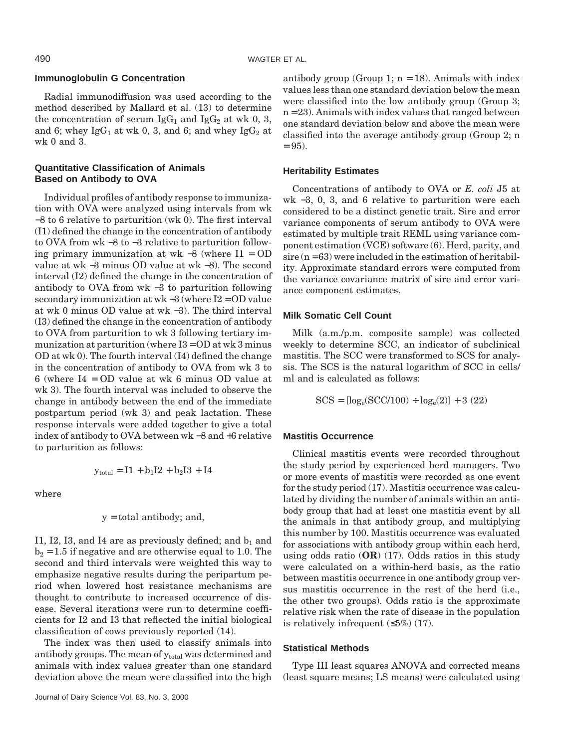### Immunoglobulin G Concentration

Radial immunodiffusion was used according to the method described by Mallard et al. (13) to determine the concentration of serum $IgG_1$ and $IgG_2$ at wk 0, 3, and 6; whey $IgG_1$ at wk 0, 3, and 6; and whey $IgG_2$ at wk 0 and 3.

### Quantitative Classification of Animals Based on Antibody to OVA

Individual profiles of antibody response to immunization with OVA were analyzed using intervals from wk −8 to 6 relative to parturition (wk 0). The first interval (I1) defined the change in the concentration of antibody to OVA from wk −8 to −3 relative to parturition following primary immunization at wk −8 (where I1 = OD value at wk −3 minus OD value at wk −8). The second interval (I2) defined the change in the concentration of antibody to OVA from wk −3 to parturition following secondary immunization at wk −3 (where I2 = OD value at wk 0 minus OD value at wk −3). The third interval (I3) defined the change in the concentration of antibody to OVA from parturition to wk 3 following tertiary immunization at parturition (where I3 = OD at wk 3 minus OD at wk 0). The fourth interval (I4) defined the change in the concentration of antibody to OVA from wk 3 to 6 (where I4 = OD value at wk 6 minus OD value at wk 3). The fourth interval was included to observe the change in antibody between the end of the immediate postpartum period (wk 3) and peak lactation. These response intervals were added together to give a total index of antibody to OVA between wk −8 and +6 relative to parturition as follows:

$$y_{total} = I1 + b_1 I2 + b_2 I3 + I4$$

where

$$y = \text{total antibody; and,}$$

I1, I2, I3, and I4 are as previously defined; and $b_1$ and $b_2$ = 1.5 if negative and are otherwise equal to 1.0. The second and third intervals were weighted this way to emphasize negative results during the peripartum period when lowered host resistance mechanisms are thought to contribute to increased occurrence of disease. Several iterations were run to determine coefficients for I2 and I3 that reflected the initial biological classification of cows previously reported (14).

The index was then used to classify animals into antibody groups. The mean of $y_{total}$ was determined and animals with index values greater than one standard deviation above the mean were classified into the high antibody group (Group 1; n = 18). Animals with index values less than one standard deviation below the mean were classified into the low antibody group (Group 3; n = 23). Animals with index values that ranged between one standard deviation below and above the mean were classified into the average antibody group (Group 2; n = 95).

### Heritability Estimates

Concentrations of antibody to OVA or *E. coli* J5 at wk −3, 0, 3, and 6 relative to parturition were each considered to be a distinct genetic trait. Sire and error variance components of serum antibody to OVA were estimated by multiple trait REML using variance component estimation (VCE) software (6). Herd, parity, and sire (n = 63) were included in the estimation of heritability. Approximate standard errors were computed from the variance covariance matrix of sire and error variance component estimates.

### Milk Somatic Cell Count

Milk (a.m./p.m. composite sample) was collected weekly to determine SCC, an indicator of subclinical mastitis. The SCC were transformed to SCS for analysis. The SCS is the natural logarithm of SCC in cells/ml and is calculated as follows:

$$SCS = [\log_e(SCC/100) \div \log_e(2)] + 3 \ (22)$$

### Mastitis Occurrence

Clinical mastitis events were recorded throughout the study period by experienced herd managers. Two or more events of mastitis were recorded as one event for the study period (17). Mastitis occurrence was calculated by dividing the number of animals within an antibody group that had at least one mastitis event by all the animals in that antibody group, and multiplying this number by 100. Mastitis occurrence was evaluated for associations with antibody group within each herd, using odds ratio (**OR**) (17). Odds ratios in this study were calculated on a within-herd basis, as the ratio between mastitis occurrence in one antibody group versus mastitis occurrence in the rest of the herd (i.e., the other two groups). Odds ratio is the approximate relative risk when the rate of disease in the population is relatively infrequent (≤5%) (17).

### Statistical Methods

Type III least squares ANOVA and corrected means (least square means; LS means) were calculated using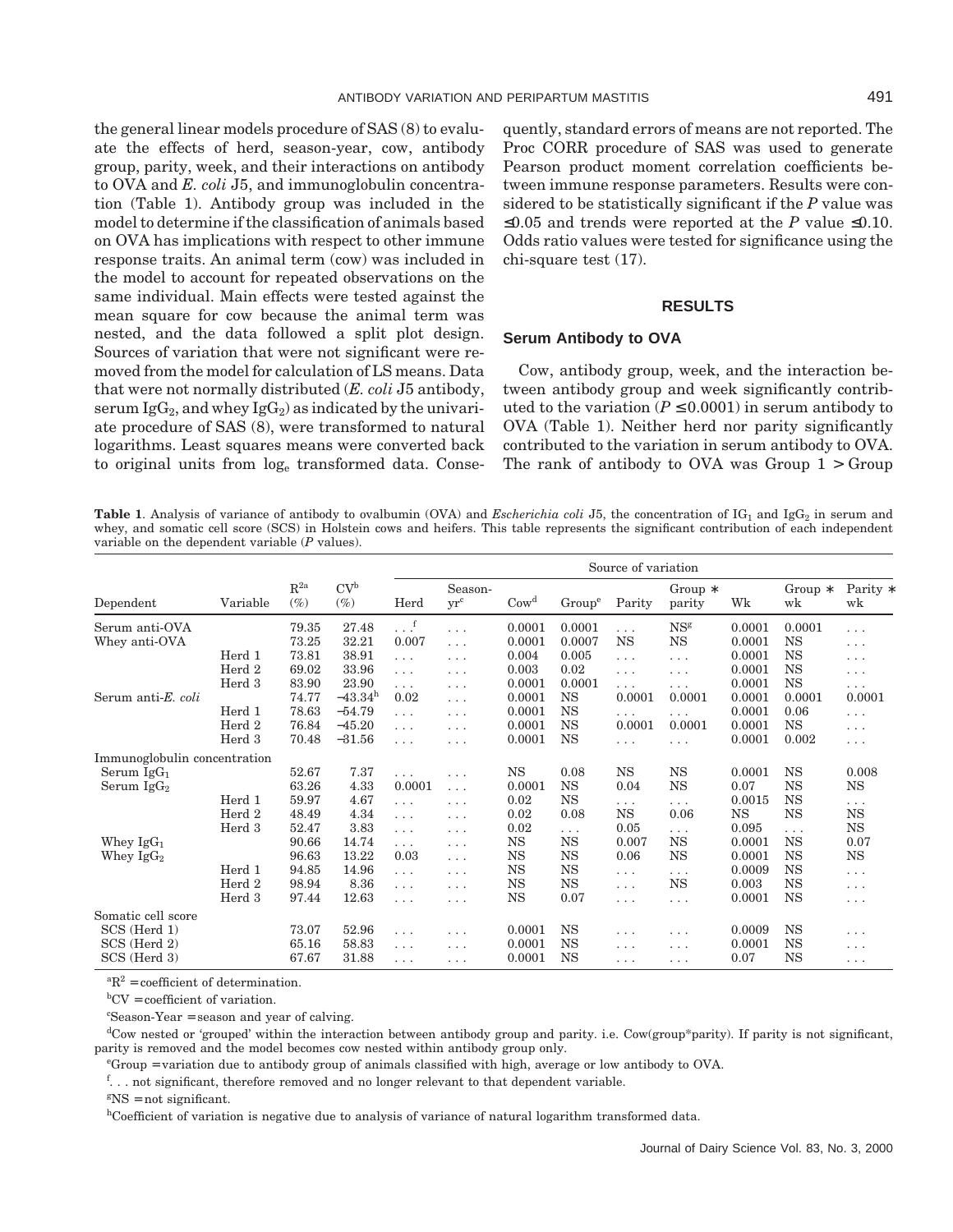the general linear models procedure of SAS (8) to evaluate the effects of herd, season-year, cow, antibody group, parity, week, and their interactions on antibody to OVA and *E. coli* J5, and immunoglobulin concentration (Table 1). Antibody group was included in the model to determine if the classification of animals based on OVA has implications with respect to other immune response traits. An animal term (cow) was included in the model to account for repeated observations on the same individual. Main effects were tested against the mean square for cow because the animal term was nested, and the data followed a split plot design. Sources of variation that were not significant were removed from the model for calculation of LS means. Data that were not normally distributed (*E. coli* J5 antibody, serum $IgG_2$, and whey $IgG_2$) as indicated by the univariate procedure of SAS (8), were transformed to natural logarithms. Least squares means were converted back to original units from $\log_e$ transformed data. Consequently, standard errors of means are not reported. The Proc CORR procedure of SAS was used to generate Pearson product moment correlation coefficients between immune response parameters. Results were considered to be statistically significant if the $P$ value was ≤0.05 and trends were reported at the $P$ value ≤0.10. Odds ratio values were tested for significance using the chi-square test (17).

## RESULTS

### Serum Antibody to OVA

Cow, antibody group, week, and the interaction between antibody group and week significantly contributed to the variation ($P \leq 0.0001$) in serum antibody to OVA (Table 1). Neither herd nor parity significantly contributed to the variation in serum antibody to OVA. The rank of antibody to OVA was Group 1 > Group

**Table 1**. Analysis of variance of antibody to ovalbumin (OVA) and *Escherichia coli* J5, the concentration of $IG_1$ and $IgG_2$ in serum and whey, and somatic cell score (SCS) in Holstein cows and heifers. This table represents the significant contribution of each independent variable on the dependent variable ($P$ values).

| | | | | Source of variation | | | | | | | | |
|---|---|---|---|---|---|---|---|---|---|---|---|---|
| Dependent | Variable | $R^2$[a] (%) | CV[b] (%) | Herd | Season-yr[c] | Cow[d] | Group[e] | Parity | Group * parity | Wk | Group * wk | Parity * wk |
| Serum anti-OVA | | 79.35 | 27.48 | . . .[f] | . . . | 0.0001 | 0.0001 | . . . | NS[g] | 0.0001 | 0.0001 | . . . |
| Whey anti-OVA | | 73.25 | 32.21 | 0.007 | . . . | 0.0001 | 0.0007 | NS | NS | 0.0001 | NS | . . . |
| | Herd 1 | 73.81 | 38.91 | . . . | . . . | 0.004 | 0.005 | . . . | . . . | 0.0001 | NS | . . . |
| | Herd 2 | 69.02 | 33.96 | . . . | . . . | 0.003 | 0.02 | . . . | . . . | 0.0001 | NS | . . . |
| | Herd 3 | 83.90 | 23.90 | . . . | . . . | 0.0001 | 0.0001 | . . . | . . . | 0.0001 | NS | . . . |
| Serum anti-*E. coli* | | 74.77 | −43.34[h] | 0.02 | . . . | 0.0001 | NS | 0.0001 | 0.0001 | 0.0001 | 0.0001 | 0.0001 |
| | Herd 1 | 78.63 | −54.79 | . . . | . . . | 0.0001 | NS | . . . | . . . | 0.0001 | 0.06 | . . . |
| | Herd 2 | 76.84 | −45.20 | . . . | . . . | 0.0001 | NS | 0.0001 | 0.0001 | 0.0001 | NS | . . . |
| | Herd 3 | 70.48 | −31.56 | . . . | . . . | 0.0001 | NS | . . . | . . . | 0.0001 | 0.002 | . . . |
| Immunoglobulin concentration | | | | | | | | | | | | |
| Serum $IgG_1$ | | 52.67 | 7.37 | . . . | . . . | NS | 0.08 | NS | NS | 0.0001 | NS | 0.008 |
| Serum $IgG_2$ | | 63.26 | 4.33 | 0.0001 | . . . | 0.0001 | NS | 0.04 | NS | 0.07 | NS | NS |
| | Herd 1 | 59.97 | 4.67 | . . . | . . . | 0.02 | NS | . . . | . . . | 0.0015 | NS | . . . |
| | Herd 2 | 48.49 | 4.34 | . . . | . . . | 0.02 | 0.08 | NS | 0.06 | NS | NS | NS |
| | Herd 3 | 52.47 | 3.83 | . . . | . . . | 0.02 | . . . | 0.05 | . . . | 0.095 | . . . | NS |
| Whey $IgG_1$ | | 90.66 | 14.74 | . . . | . . . | NS | NS | 0.007 | NS | 0.0001 | NS | 0.07 |
| Whey $IgG_2$ | | 96.63 | 13.22 | 0.03 | . . . | NS | NS | 0.06 | NS | 0.0001 | NS | NS |
| | Herd 1 | 94.85 | 14.96 | . . . | . . . | NS | NS | . . . | . . . | 0.0009 | NS | . . . |
| | Herd 2 | 98.94 | 8.36 | . . . | . . . | NS | NS | . . . | NS | 0.003 | NS | . . . |
| | Herd 3 | 97.44 | 12.63 | . . . | . . . | NS | 0.07 | . . . | . . . | 0.0001 | NS | . . . |
| Somatic cell score | | | | | | | | | | | | |
| SCS (Herd 1) | | 73.07 | 52.96 | . . . | . . . | 0.0001 | NS | . . . | . . . | 0.0009 | NS | . . . |
| SCS (Herd 2) | | 65.16 | 58.83 | . . . | . . . | 0.0001 | NS | . . . | . . . | 0.0001 | NS | . . . |
| SCS (Herd 3) | | 67.67 | 31.88 | . . . | . . . | 0.0001 | NS | . . . | . . . | 0.07 | NS | . . . |

[a]$R^2$ = coefficient of determination.

[b]CV = coefficient of variation.

[c]Season-Year = season and year of calving.

[d]Cow nested or 'grouped' within the interaction between antibody group and parity. i.e. Cow(group*parity). If parity is not significant, parity is removed and the model becomes cow nested within antibody group only.

[e]Group = variation due to antibody group of animals classified with high, average or low antibody to OVA.

[f]. . . not significant, therefore removed and no longer relevant to that dependent variable.

[g]NS = not significant.

[h]Coefficient of variation is negative due to analysis of variance of natural logarithm transformed data.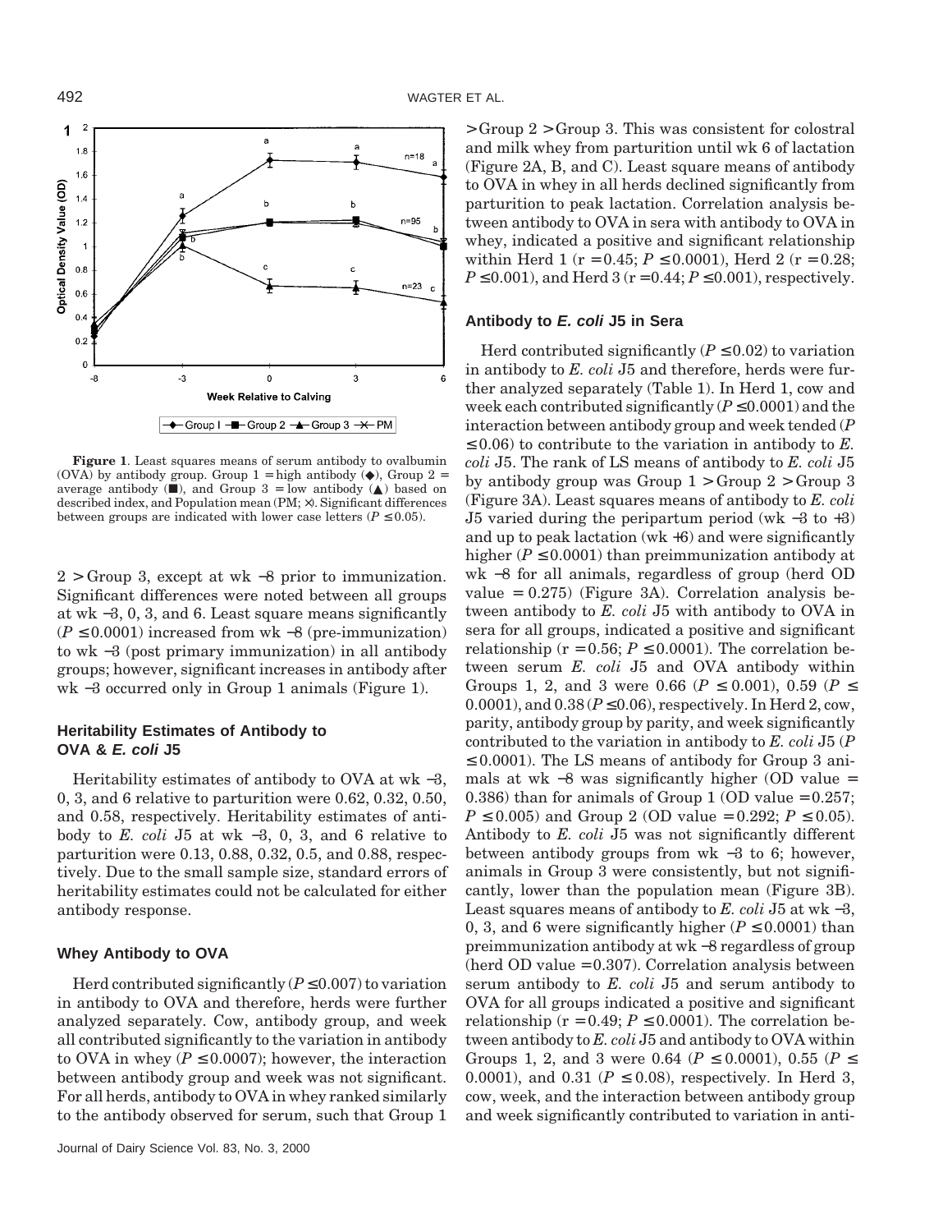**Figure 1**. Least squares means of serum antibody to ovalbumin (OVA) by antibody group. Group 1 = high antibody (◆), Group 2 = average antibody (■), and Group 3 = low antibody (▲) based on described index, and Population mean (PM; ×). Significant differences between groups are indicated with lower case letters ($P \le 0.05$).

2 > Group 3, except at wk −8 prior to immunization. Significant differences were noted between all groups at wk −3, 0, 3, and 6. Least square means significantly ($P \le 0.0001$) increased from wk −8 (pre-immunization) to wk −3 (post primary immunization) in all antibody groups; however, significant increases in antibody after wk −3 occurred only in Group 1 animals (Figure 1).

### Heritability Estimates of Antibody to OVA & *E. coli* J5

Heritability estimates of antibody to OVA at wk −3, 0, 3, and 6 relative to parturition were 0.62, 0.32, 0.50, and 0.58, respectively. Heritability estimates of antibody to *E. coli* J5 at wk −3, 0, 3, and 6 relative to parturition were 0.13, 0.88, 0.32, 0.5, and 0.88, respectively. Due to the small sample size, standard errors of heritability estimates could not be calculated for either antibody response.

### Whey Antibody to OVA

Herd contributed significantly ($P \le 0.007$) to variation in antibody to OVA and therefore, herds were further analyzed separately. Cow, antibody group, and week all contributed significantly to the variation in antibody to OVA in whey ($P \le 0.0007$); however, the interaction between antibody group and week was not significant. For all herds, antibody to OVA in whey ranked similarly to the antibody observed for serum, such that Group 1 > Group 2 > Group 3. This was consistent for colostral and milk whey from parturition until wk 6 of lactation (Figure 2A, B, and C). Least square means of antibody to OVA in whey in all herds declined significantly from parturition to peak lactation. Correlation analysis between antibody to OVA in sera with antibody to OVA in whey, indicated a positive and significant relationship within Herd 1 ($r = 0.45$; $P \le 0.0001$), Herd 2 ($r = 0.28$; $P \le 0.001$), and Herd 3 ($r = 0.44$; $P \le 0.001$), respectively.

### Antibody to *E. coli* J5 in Sera

Herd contributed significantly ($P \le 0.02$) to variation in antibody to *E. coli* J5 and therefore, herds were further analyzed separately (Table 1). In Herd 1, cow and week each contributed significantly ($P \le 0.0001$) and the interaction between antibody group and week tended ($P \le 0.06$) to contribute to the variation in antibody to *E. coli* J5. The rank of LS means of antibody to *E. coli* J5 by antibody group was Group 1 > Group 2 > Group 3 (Figure 3A). Least squares means of antibody to *E. coli* J5 varied during the peripartum period (wk −3 to +3) and up to peak lactation (wk +6) and were significantly higher ($P \le 0.0001$) than preimmunization antibody at wk −8 for all animals, regardless of group (herd OD value = 0.275) (Figure 3A). Correlation analysis between antibody to *E. coli* J5 with antibody to OVA in sera for all groups, indicated a positive and significant relationship ($r = 0.56$; $P \le 0.0001$). The correlation between serum *E. coli* J5 and OVA antibody within Groups 1, 2, and 3 were 0.66 ($P \le 0.001$), 0.59 ($P \le 0.0001$), and 0.38 ($P \le 0.06$), respectively. In Herd 2, cow, parity, antibody group by parity, and week significantly contributed to the variation in antibody to *E. coli* J5 ($P \le 0.0001$). The LS means of antibody for Group 3 animals at wk −8 was significantly higher (OD value = 0.386) than for animals of Group 1 (OD value = 0.257; $P \le 0.005$) and Group 2 (OD value = 0.292; $P \le 0.05$). Antibody to *E. coli* J5 was not significantly different between antibody groups from wk −3 to 6; however, animals in Group 3 were consistently, but not significantly, lower than the population mean (Figure 3B). Least squares means of antibody to *E. coli* J5 at wk −3, 0, 3, and 6 were significantly higher ($P \le 0.0001$) than preimmunization antibody at wk −8 regardless of group (herd OD value = 0.307). Correlation analysis between serum antibody to *E. coli* J5 and serum antibody to OVA for all groups indicated a positive and significant relationship ($r = 0.49$; $P \le 0.0001$). The correlation between antibody to *E. coli* J5 and antibody to OVA within Groups 1, 2, and 3 were 0.64 ($P \le 0.0001$), 0.55 ($P \le 0.0001$), and 0.31 ($P \le 0.08$), respectively. In Herd 3, cow, week, and the interaction between antibody group and week significantly contributed to variation in anti-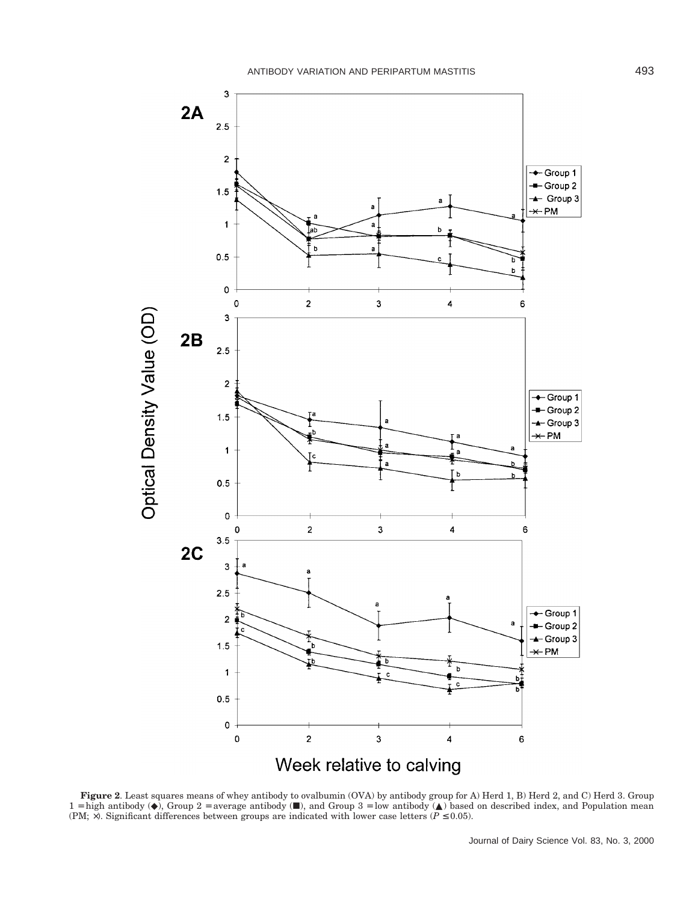**Figure 2**. Least squares means of whey antibody to ovalbumin (OVA) by antibody group for A) Herd 1, B) Herd 2, and C) Herd 3. Group 1 = high antibody (◆), Group 2 = average antibody (■), and Group 3 = low antibody (▲) based on described index, and Population mean (PM; ⨯). Significant differences between groups are indicated with lower case letters ($P \le 0.05$).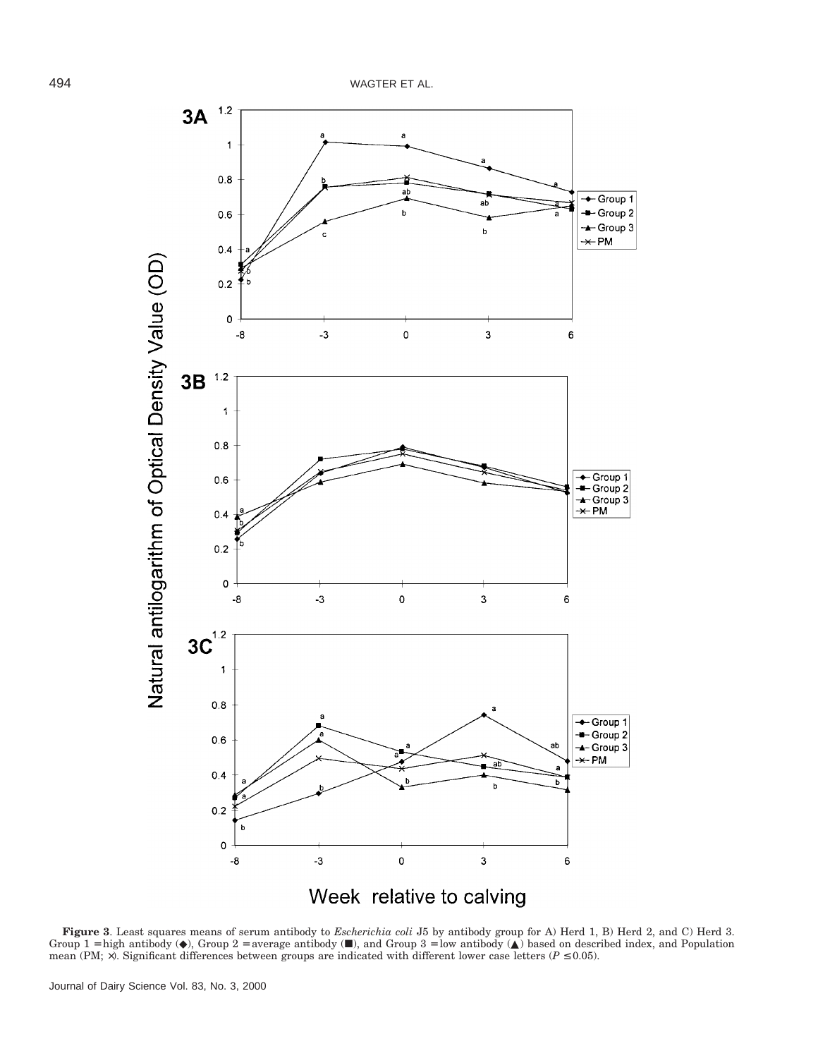**Figure 3**. Least squares means of serum antibody to *Escherichia coli* J5 by antibody group for A) Herd 1, B) Herd 2, and C) Herd 3. Group 1 = high antibody (◆), Group 2 = average antibody (■), and Group 3 = low antibody (▲) based on described index, and Population mean (PM; ×). Significant differences between groups are indicated with different lower case letters ($P \leq 0.05$).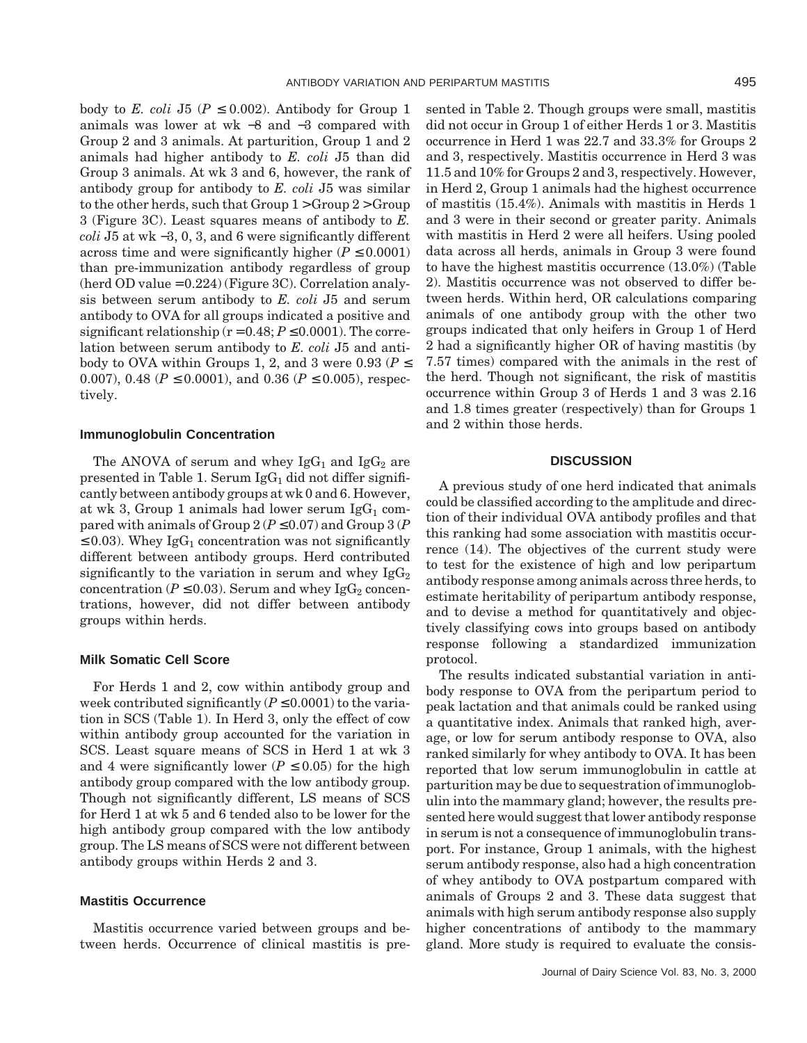body to *E. coli* J5 ($P \leq 0.002$). Antibody for Group 1 animals was lower at wk −8 and −3 compared with Group 2 and 3 animals. At parturition, Group 1 and 2 animals had higher antibody to *E. coli* J5 than did Group 3 animals. At wk 3 and 6, however, the rank of antibody group for antibody to *E. coli* J5 was similar to the other herds, such that Group 1 > Group 2 > Group 3 (Figure 3C). Least squares means of antibody to *E. coli* J5 at wk −3, 0, 3, and 6 were significantly different across time and were significantly higher ($P \leq 0.0001$) than pre-immunization antibody regardless of group (herd OD value = 0.224) (Figure 3C). Correlation analysis between serum antibody to *E. coli* J5 and serum antibody to OVA for all groups indicated a positive and significant relationship ($r = 0.48$; $P \leq 0.0001$). The correlation between serum antibody to *E. coli* J5 and antibody to OVA within Groups 1, 2, and 3 were 0.93 ($P \leq 0.007$), 0.48 ($P \leq 0.0001$), and 0.36 ($P \leq 0.005$), respectively.

### Immunoglobulin Concentration

The ANOVA of serum and whey $IgG_1$ and $IgG_2$ are presented in Table 1. Serum $IgG_1$ did not differ significantly between antibody groups at wk 0 and 6. However, at wk 3, Group 1 animals had lower serum $IgG_1$ compared with animals of Group 2 ($P \leq 0.07$) and Group 3 ($P \leq 0.03$). Whey $IgG_1$ concentration was not significantly different between antibody groups. Herd contributed significantly to the variation in serum and whey $IgG_2$ concentration ($P \leq 0.03$). Serum and whey $IgG_2$ concentrations, however, did not differ between antibody groups within herds.

### Milk Somatic Cell Score

For Herds 1 and 2, cow within antibody group and week contributed significantly ($P \leq 0.0001$) to the variation in SCS (Table 1). In Herd 3, only the effect of cow within antibody group accounted for the variation in SCS. Least square means of SCS in Herd 1 at wk 3 and 4 were significantly lower ($P \leq 0.05$) for the high antibody group compared with the low antibody group. Though not significantly different, LS means of SCS for Herd 1 at wk 5 and 6 tended also to be lower for the high antibody group compared with the low antibody group. The LS means of SCS were not different between antibody groups within Herds 2 and 3.

### Mastitis Occurrence

Mastitis occurrence varied between groups and between herds. Occurrence of clinical mastitis is presented in Table 2. Though groups were small, mastitis did not occur in Group 1 of either Herds 1 or 3. Mastitis occurrence in Herd 1 was 22.7 and 33.3% for Groups 2 and 3, respectively. Mastitis occurrence in Herd 3 was 11.5 and 10% for Groups 2 and 3, respectively. However, in Herd 2, Group 1 animals had the highest occurrence of mastitis (15.4%). Animals with mastitis in Herds 1 and 3 were in their second or greater parity. Animals with mastitis in Herd 2 were all heifers. Using pooled data across all herds, animals in Group 3 were found to have the highest mastitis occurrence (13.0%) (Table 2). Mastitis occurrence was not observed to differ between herds. Within herd, OR calculations comparing animals of one antibody group with the other two groups indicated that only heifers in Group 1 of Herd 2 had a significantly higher OR of having mastitis (by 7.57 times) compared with the animals in the rest of the herd. Though not significant, the risk of mastitis occurrence within Group 3 of Herds 1 and 3 was 2.16 and 1.8 times greater (respectively) than for Groups 1 and 2 within those herds.

## DISCUSSION

A previous study of one herd indicated that animals could be classified according to the amplitude and direction of their individual OVA antibody profiles and that this ranking had some association with mastitis occurrence (14). The objectives of the current study were to test for the existence of high and low peripartum antibody response among animals across three herds, to estimate heritability of peripartum antibody response, and to devise a method for quantitatively and objectively classifying cows into groups based on antibody response following a standardized immunization protocol.

The results indicated substantial variation in antibody response to OVA from the peripartum period to peak lactation and that animals could be ranked using a quantitative index. Animals that ranked high, average, or low for serum antibody response to OVA, also ranked similarly for whey antibody to OVA. It has been reported that low serum immunoglobulin in cattle at parturition may be due to sequestration of immunoglobulin into the mammary gland; however, the results presented here would suggest that lower antibody response in serum is not a consequence of immunoglobulin transport. For instance, Group 1 animals, with the highest serum antibody response, also had a high concentration of whey antibody to OVA postpartum compared with animals of Groups 2 and 3. These data suggest that animals with high serum antibody response also supply higher concentrations of antibody to the mammary gland. More study is required to evaluate the consis-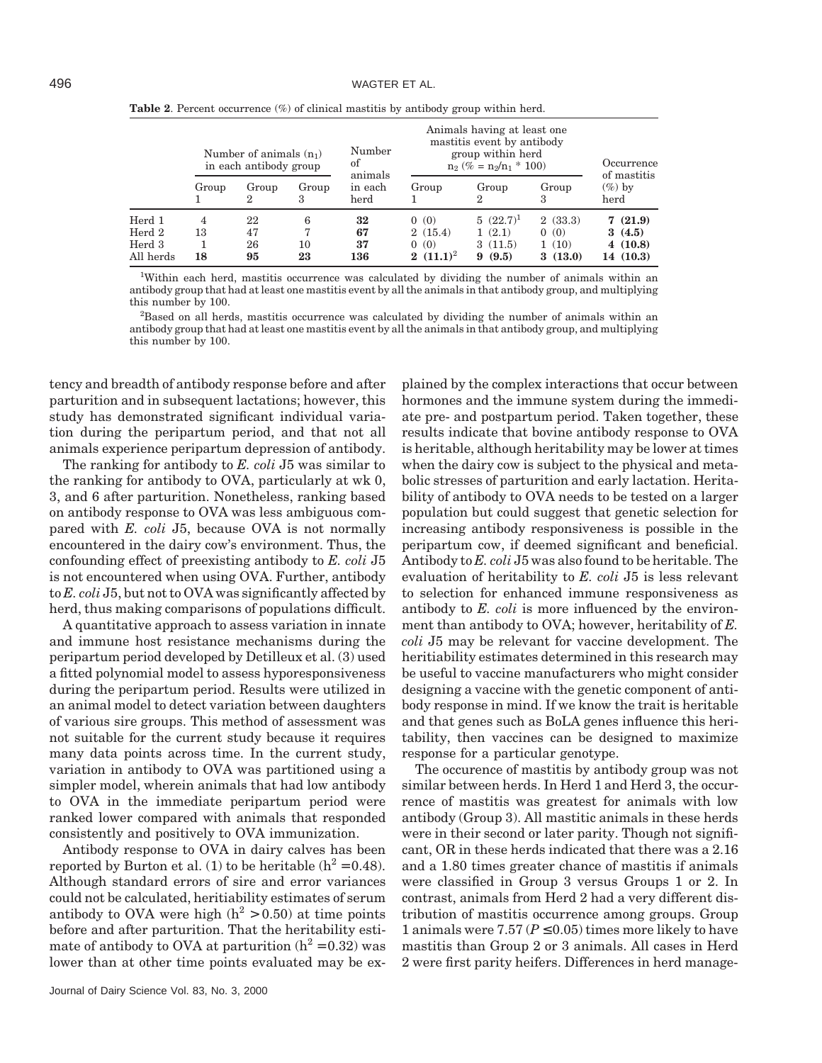**Table 2**. Percent occurrence (%) of clinical mastitis by antibody group within herd.

| | Number of animals ($n_1$) in each antibody group | | | Number of animals in each herd | Animals having at least one mastitis event by antibody group within herd $n_2$ (% = $n_2/n_1$ * 100) | | | Occurrence of mastitis (%) by herd |
|---|---|---|---|---|---|---|---|---|
| | Group 1 | Group 2 | Group 3 | | Group 1 | Group 2 | Group 3 | |
| Herd 1 | 4 | 22 | 6 | **32** | 0 (0) | 5 (22.7)[1] | 2 (33.3) | **7 (21.9)** |
| Herd 2 | 13 | 47 | 7 | **67** | 2 (15.4) | 1 (2.1) | 0 (0) | **3 (4.5)** |
| Herd 3 | 1 | 26 | 10 | **37** | 0 (0) | 3 (11.5) | 1 (10) | **4 (10.8)** |
| All herds | **18** | **95** | **23** | **136** | **2 (11.1)**[2] | **9 (9.5)** | **3 (13.0)** | **14 (10.3)** |

[1]Within each herd, mastitis occurrence was calculated by dividing the number of animals within an antibody group that had at least one mastitis event by all the animals in that antibody group, and multiplying this number by 100.

[2]Based on all herds, mastitis occurrence was calculated by dividing the number of animals within an antibody group that had at least one mastitis event by all the animals in that antibody group, and multiplying this number by 100.

tency and breadth of antibody response before and after parturition and in subsequent lactations; however, this study has demonstrated significant individual variation during the peripartum period, and that not all animals experience peripartum depression of antibody.

The ranking for antibody to *E. coli* J5 was similar to the ranking for antibody to OVA, particularly at wk 0, 3, and 6 after parturition. Nonetheless, ranking based on antibody response to OVA was less ambiguous compared with *E. coli* J5, because OVA is not normally encountered in the dairy cow's environment. Thus, the confounding effect of preexisting antibody to *E. coli* J5 is not encountered when using OVA. Further, antibody to *E. coli* J5, but not to OVA was significantly affected by herd, thus making comparisons of populations difficult.

A quantitative approach to assess variation in innate and immune host resistance mechanisms during the peripartum period developed by Detilleux et al. (3) used a fitted polynomial model to assess hyporesponsiveness during the peripartum period. Results were utilized in an animal model to detect variation between daughters of various sire groups. This method of assessment was not suitable for the current study because it requires many data points across time. In the current study, variation in antibody to OVA was partitioned using a simpler model, wherein animals that had low antibody to OVA in the immediate peripartum period were ranked lower compared with animals that responded consistently and positively to OVA immunization.

Antibody response to OVA in dairy calves has been reported by Burton et al. (1) to be heritable ($h^2 = 0.48$). Although standard errors of sire and error variances could not be calculated, heritability estimates of serum antibody to OVA were high ($h^2 > 0.50$) at time points before and after parturition. That the heritability estimate of antibody to OVA at parturition ($h^2 = 0.32$) was lower than at other time points evaluated may be explained by the complex interactions that occur between hormones and the immune system during the immediate pre- and postpartum period. Taken together, these results indicate that bovine antibody response to OVA is heritable, although heritability may be lower at times when the dairy cow is subject to the physical and metabolic stresses of parturition and early lactation. Heritability of antibody to OVA needs to be tested on a larger population but could suggest that genetic selection for increasing antibody responsiveness is possible in the peripartum cow, if deemed significant and beneficial. Antibody to *E. coli* J5 was also found to be heritable. The evaluation of heritability to *E. coli* J5 is less relevant to selection for enhanced immune responsiveness as antibody to *E. coli* is more influenced by the environment than antibody to OVA; however, heritability of *E. coli* J5 may be relevant for vaccine development. The heritability estimates determined in this research may be useful to vaccine manufacturers who might consider designing a vaccine with the genetic component of antibody response in mind. If we know the trait is heritable and that genes such as BoLA genes influence this heritability, then vaccines can be designed to maximize response for a particular genotype.

The occurence of mastitis by antibody group was not similar between herds. In Herd 1 and Herd 3, the occurrence of mastitis was greatest for animals with low antibody (Group 3). All mastitic animals in these herds were in their second or later parity. Though not significant, OR in these herds indicated that there was a 2.16 and a 1.80 times greater chance of mastitis if animals were classified in Group 3 versus Groups 1 or 2. In contrast, animals from Herd 2 had a very different distribution of mastitis occurrence among groups. Group 1 animals were 7.57 ($P \leq 0.05$) times more likely to have mastitis than Group 2 or 3 animals. All cases in Herd 2 were first parity heifers. Differences in herd manage-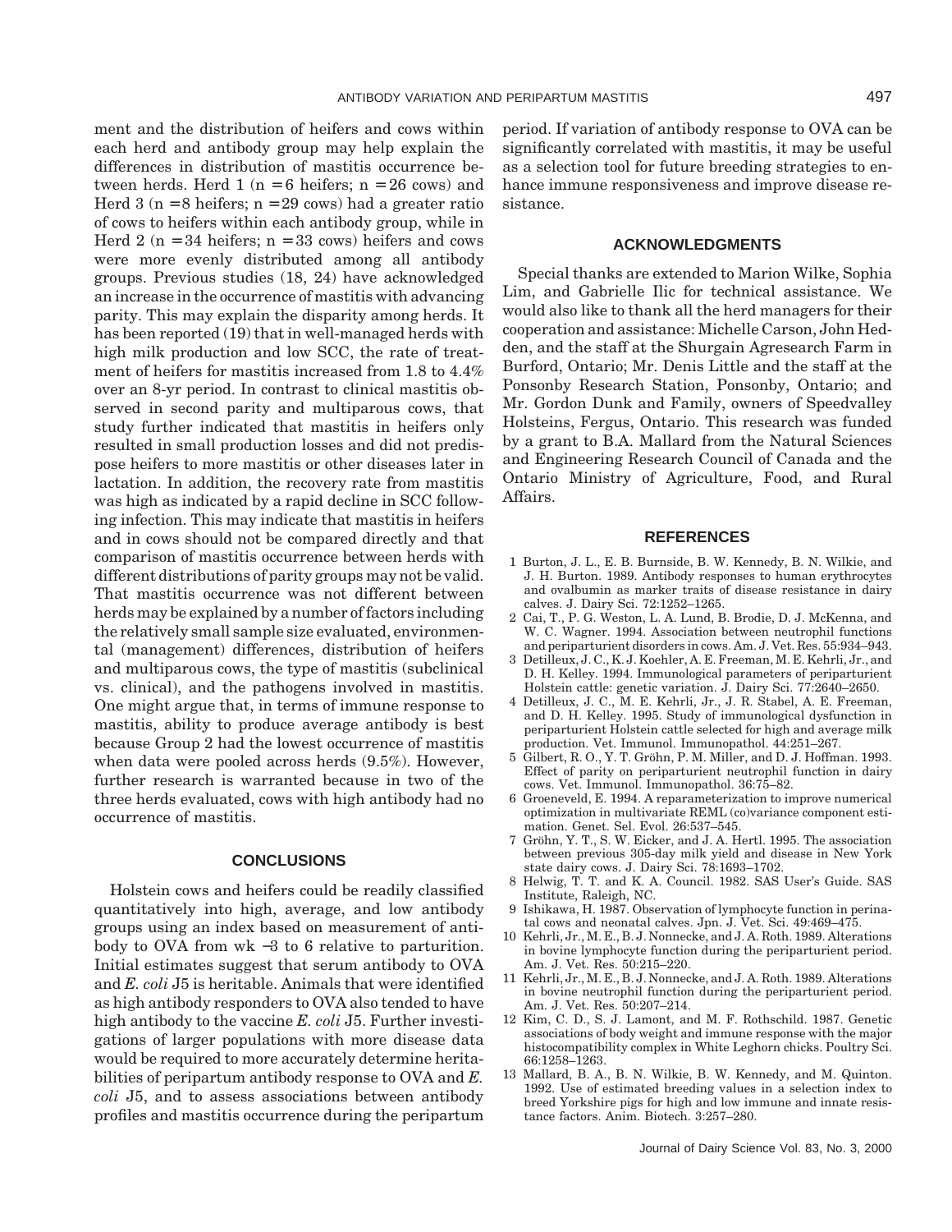ment and the distribution of heifers and cows within each herd and antibody group may help explain the differences in distribution of mastitis occurrence between herds. Herd 1 (n = 6 heifers; n = 26 cows) and Herd 3 (n = 8 heifers; n = 29 cows) had a greater ratio of cows to heifers within each antibody group, while in Herd 2 (n = 34 heifers; n = 33 cows) heifers and cows were more evenly distributed among all antibody groups. Previous studies (18, 24) have acknowledged an increase in the occurrence of mastitis with advancing parity. This may explain the disparity among herds. It has been reported (19) that in well-managed herds with high milk production and low SCC, the rate of treatment of heifers for mastitis increased from 1.8 to 4.4% over an 8-yr period. In contrast to clinical mastitis observed in second parity and multiparous cows, that study further indicated that mastitis in heifers only resulted in small production losses and did not predispose heifers to more mastitis or other diseases later in lactation. In addition, the recovery rate from mastitis was high as indicated by a rapid decline in SCC following infection. This may indicate that mastitis in heifers and in cows should not be compared directly and that comparison of mastitis occurrence between herds with different distributions of parity groups may not be valid. That mastitis occurrence was not different between herds may be explained by a number of factors including the relatively small sample size evaluated, environmental (management) differences, distribution of heifers and multiparous cows, the type of mastitis (subclinical vs. clinical), and the pathogens involved in mastitis. One might argue that, in terms of immune response to mastitis, ability to produce average antibody is best because Group 2 had the lowest occurrence of mastitis when data were pooled across herds (9.5%). However, further research is warranted because in two of the three herds evaluated, cows with high antibody had no occurrence of mastitis.

## CONCLUSIONS

Holstein cows and heifers could be readily classified quantitatively into high, average, and low antibody groups using an index based on measurement of antibody to OVA from wk −3 to 6 relative to parturition. Initial estimates suggest that serum antibody to OVA and *E. coli* J5 is heritable. Animals that were identified as high antibody responders to OVA also tended to have high antibody to the vaccine *E. coli* J5. Further investigations of larger populations with more disease data would be required to more accurately determine heritabilities of peripartum antibody response to OVA and *E. coli* J5, and to assess associations between antibody profiles and mastitis occurrence during the peripartum period. If variation of antibody response to OVA can be significantly correlated with mastitis, it may be useful as a selection tool for future breeding strategies to enhance immune responsiveness and improve disease resistance.

## ACKNOWLEDGMENTS

Special thanks are extended to Marion Wilke, Sophia Lim, and Gabrielle Ilic for technical assistance. We would also like to thank all the herd managers for their cooperation and assistance: Michelle Carson, John Hedden, and the staff at the Shurgain Agresearch Farm in Burford, Ontario; Mr. Denis Little and the staff at the Ponsonby Research Station, Ponsonby, Ontario; and Mr. Gordon Dunk and Family, owners of Speedvalley Holsteins, Fergus, Ontario. This research was funded by a grant to B.A. Mallard from the Natural Sciences and Engineering Research Council of Canada and the Ontario Ministry of Agriculture, Food, and Rural Affairs.

## REFERENCES

1 Burton, J. L., E. B. Burnside, B. W. Kennedy, B. N. Wilkie, and J. H. Burton. 1989. Antibody responses to human erythrocytes and ovalbumin as marker traits of disease resistance in dairy calves. J. Dairy Sci. 72:1252–1265.

2 Cai, T., P. G. Weston, L. A. Lund, B. Brodie, D. J. McKenna, and W. C. Wagner. 1994. Association between neutrophil functions and periparturient disorders in cows. Am. J. Vet. Res. 55:934–943.

3 Detilleux, J. C., K. J. Koehler, A. E. Freeman, M. E. Kehrli, Jr., and D. H. Kelley. 1994. Immunological parameters of periparturient Holstein cattle: genetic variation. J. Dairy Sci. 77:2640–2650.

4 Detilleux, J. C., M. E. Kehrli, Jr., J. R. Stabel, A. E. Freeman, and D. H. Kelley. 1995. Study of immunological dysfunction in periparturient Holstein cattle selected for high and average milk production. Vet. Immunol. Immunopathol. 44:251–267.

5 Gilbert, R. O., Y. T. Gröhn, P. M. Miller, and D. J. Hoffman. 1993. Effect of parity on periparturient neutrophil function in dairy cows. Vet. Immunol. Immunopathol. 36:75–82.

6 Groeneveld, E. 1994. A reparameterization to improve numerical optimization in multivariate REML (co)variance component estimation. Genet. Sel. Evol. 26:537–545.

7 Gröhn, Y. T., S. W. Eicker, and J. A. Hertl. 1995. The association between previous 305-day milk yield and disease in New York state dairy cows. J. Dairy Sci. 78:1693–1702.

8 Helwig, T. T. and K. A. Council. 1982. SAS User's Guide. SAS Institute, Raleigh, NC.

9 Ishikawa, H. 1987. Observation of lymphocyte function in perinatal cows and neonatal calves. Jpn. J. Vet. Sci. 49:469–475.

10 Kehrli, Jr., M. E., B. J. Nonnecke, and J. A. Roth. 1989. Alterations in bovine lymphocyte function during the periparturient period. Am. J. Vet. Res. 50:215–220.

11 Kehrli, Jr., M. E., B. J. Nonnecke, and J. A. Roth. 1989. Alterations in bovine neutrophil function during the periparturient period. Am. J. Vet. Res. 50:207–214.

12 Kim, C. D., S. J. Lamont, and M. F. Rothschild. 1987. Genetic associations of body weight and immune response with the major histocompatibility complex in White Leghorn chicks. Poultry Sci. 66:1258–1263.

13 Mallard, B. A., B. N. Wilkie, B. W. Kennedy, and M. Quinton. 1992. Use of estimated breeding values in a selection index to breed Yorkshire pigs for high and low immune and innate resistance factors. Anim. Biotech. 3:257–280.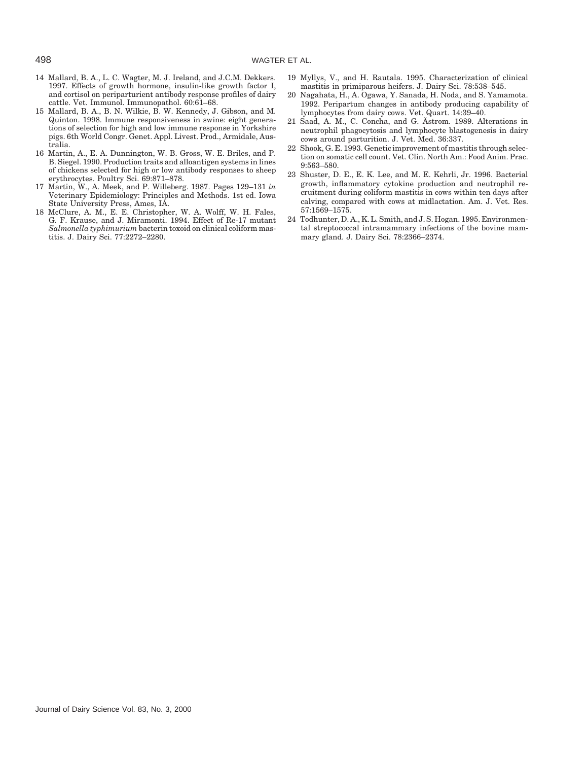14 Mallard, B. A., L. C. Wagter, M. J. Ireland, and J.C.M. Dekkers. 1997. Effects of growth hormone, insulin-like growth factor I, and cortisol on periparturient antibody response profiles of dairy cattle. Vet. Immunol. Immunopathol. 60:61–68.

15 Mallard, B. A., B. N. Wilkie, B. W. Kennedy, J. Gibson, and M. Quinton. 1998. Immune responsiveness in swine: eight generations of selection for high and low immune response in Yorkshire pigs. 6th World Congr. Genet. Appl. Livest. Prod., Armidale, Australia.

16 Martin, A., E. A. Dunnington, W. B. Gross, W. E. Briles, and P. B. Siegel. 1990. Production traits and alloantigen systems in lines of chickens selected for high or low antibody responses to sheep erythrocytes. Poultry Sci. 69:871–878.

17 Martin, W., A. Meek, and P. Willeberg. 1987. Pages 129–131 *in* Veterinary Epidemiology: Principles and Methods. 1st ed. Iowa State University Press, Ames, IA.

18 McClure, A. M., E. E. Christopher, W. A. Wolff, W. H. Fales, G. F. Krause, and J. Miramonti. 1994. Effect of Re-17 mutant *Salmonella typhimurium* bacterin toxoid on clinical coliform mastitis. J. Dairy Sci. 77:2272–2280.

19 Myllys, V., and H. Rautala. 1995. Characterization of clinical mastitis in primiparous heifers. J. Dairy Sci. 78:538–545.

20 Nagahata, H., A. Ogawa, Y. Sanada, H. Noda, and S. Yamamota. 1992. Peripartum changes in antibody producing capability of lymphocytes from dairy cows. Vet. Quart. 14:39–40.

21 Saad, A. M., C. Concha, and G. Åstrom. 1989. Alterations in neutrophil phagocytosis and lymphocyte blastogenesis in dairy cows around parturition. J. Vet. Med. 36:337.

22 Shook, G. E. 1993. Genetic improvement of mastitis through selection on somatic cell count. Vet. Clin. North Am.: Food Anim. Prac. 9:563–580.

23 Shuster, D. E., E. K. Lee, and M. E. Kehrli, Jr. 1996. Bacterial growth, inflammatory cytokine production and neutrophil recruitment during coliform mastitis in cows within ten days after calving, compared with cows at midlactation. Am. J. Vet. Res. 57:1569–1575.

24 Todhunter, D. A., K. L. Smith, and J. S. Hogan. 1995. Environmental streptococcal intramammary infections of the bovine mammary gland. J. Dairy Sci. 78:2366–2374.